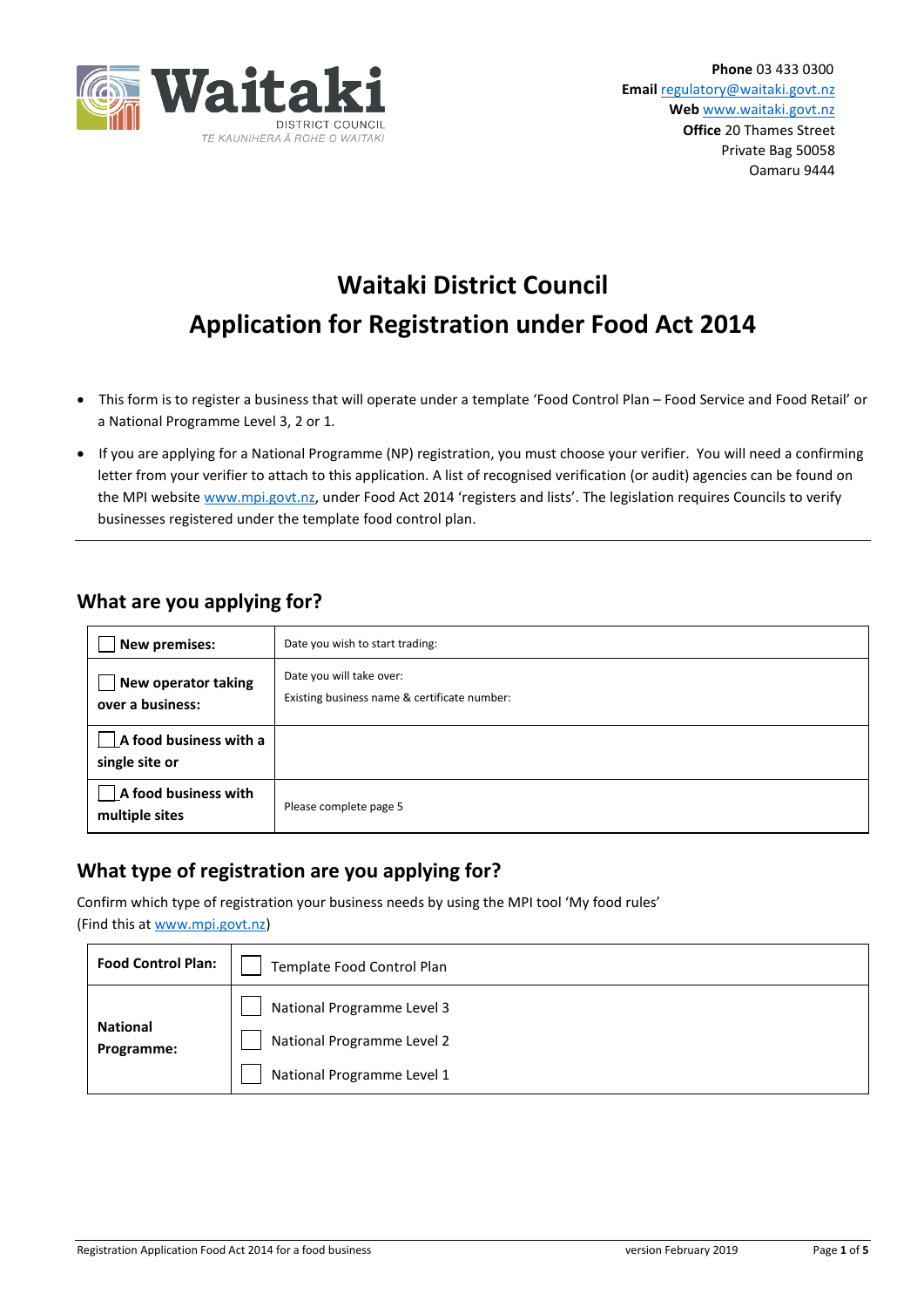Waitaki DISTRICT COUNCIL
TE KAUNIHERA Ā ROHE O WAITAKI

**Phone** 03 433 0300
**Email** regulatory@waitaki.govt.nz
**Web** www.waitaki.govt.nz
**Office** 20 Thames Street
Private Bag 50058
Oamaru 9444

# Waitaki District Council
# Application for Registration under Food Act 2014

- This form is to register a business that will operate under a template 'Food Control Plan – Food Service and Food Retail' or a National Programme Level 3, 2 or 1.
- If you are applying for a National Programme (NP) registration, you must choose your verifier. You will need a confirming letter from your verifier to attach to this application. A list of recognised verification (or audit) agencies can be found on the MPI website www.mpi.govt.nz, under Food Act 2014 'registers and lists'. The legislation requires Councils to verify businesses registered under the template food control plan.

---

## What are you applying for?

| | |
|---|---|
| ☐ **New premises:** | Date you wish to start trading: |
| ☐ **New operator taking over a business:** | Date you will take over:<br>Existing business name & certificate number: |
| ☐ **A food business with a single site or** | |
| ☐ **A food business with multiple sites** | Please complete page 5 |

## What type of registration are you applying for?

Confirm which type of registration your business needs by using the MPI tool 'My food rules'
(Find this at www.mpi.govt.nz)

| | |
|---|---|
| **Food Control Plan:** | ☐ Template Food Control Plan |
| **National Programme:** | ☐ National Programme Level 3<br>☐ National Programme Level 2<br>☐ National Programme Level 1 |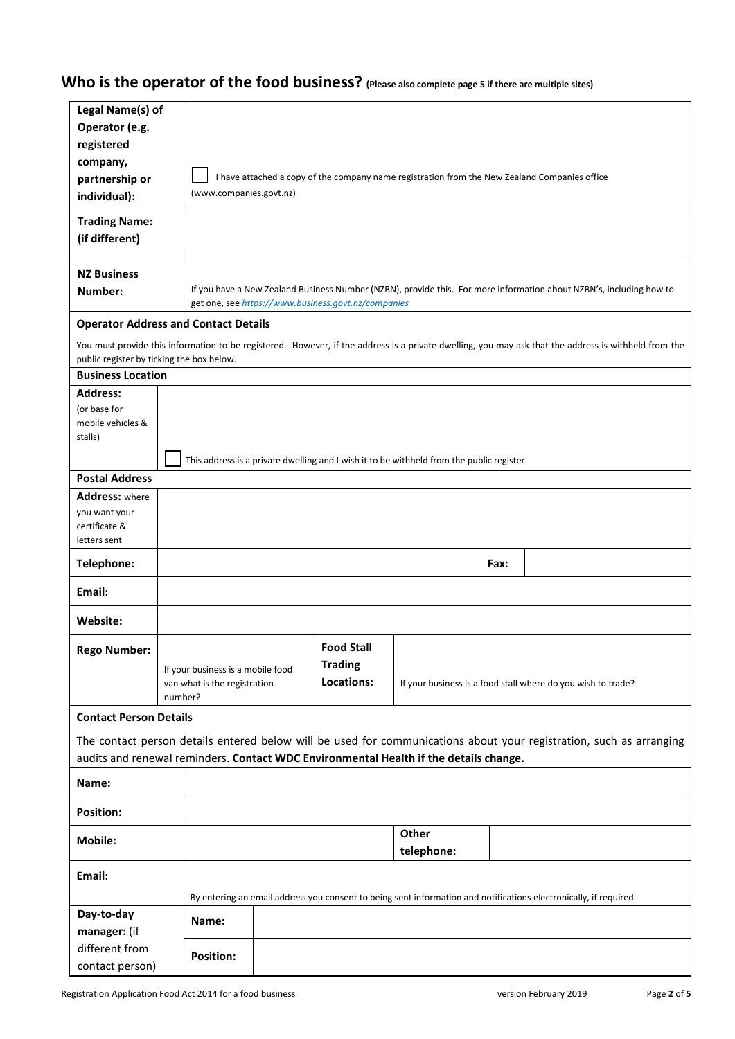## Who is the operator of the food business? (Please also complete page 5 if there are multiple sites)

| | |
|---|---|
| **Legal Name(s) of Operator (e.g. registered company, partnership or individual):** | ☐ I have attached a copy of the company name registration from the New Zealand Companies office (www.companies.govt.nz) |
| **Trading Name: (if different)** | |
| **NZ Business Number:** | If you have a New Zealand Business Number (NZBN), provide this. For more information about NZBN's, including how to get one, see *https://www.business.govt.nz/companies* |

**Operator Address and Contact Details**

You must provide this information to be registered. However, if the address is a private dwelling, you may ask that the address is withheld from the public register by ticking the box below.

**Business Location**

| | |
|---|---|
| **Address:** (or base for mobile vehicles & stalls) | ☐ This address is a private dwelling and I wish it to be withheld from the public register. |

**Postal Address**

| | | | |
|---|---|---|---|
| **Address:** where you want your certificate & letters sent | | | |
| **Telephone:** | | **Fax:** | |
| **Email:** | | | |
| **Website:** | | | |
| **Rego Number:** | If your business is a mobile food van what is the registration number? | **Food Stall Trading Locations:** | If your business is a food stall where do you wish to trade? |

**Contact Person Details**

The contact person details entered below will be used for communications about your registration, such as arranging audits and renewal reminders. **Contact WDC Environmental Health if the details change.**

| | | | |
|---|---|---|---|
| **Name:** | | | |
| **Position:** | | | |
| **Mobile:** | | **Other telephone:** | |
| **Email:** | By entering an email address you consent to being sent information and notifications electronically, if required. | | |
| **Day-to-day manager:** (if different from contact person) | **Name:** | | |
| | **Position:** | | |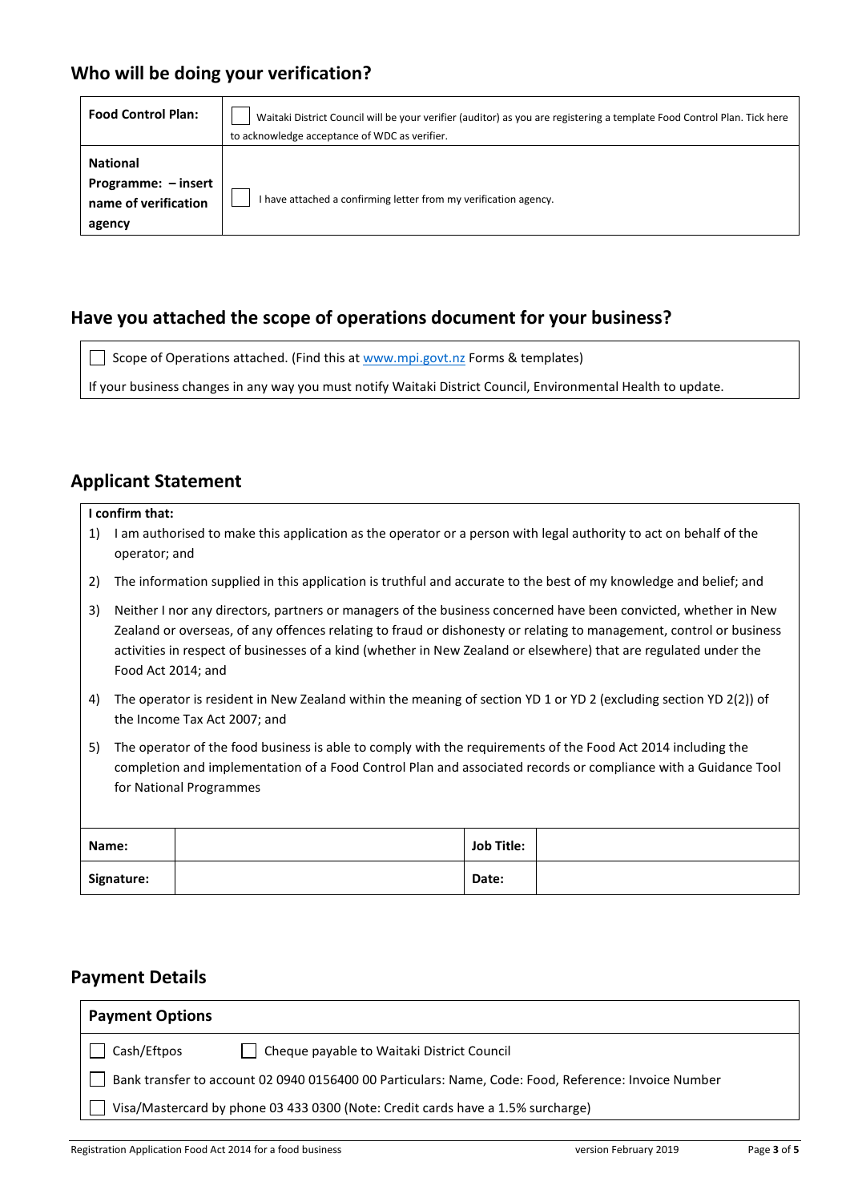## Who will be doing your verification?

| Food Control Plan: | ☐ Waitaki District Council will be your verifier (auditor) as you are registering a template Food Control Plan. Tick here to acknowledge acceptance of WDC as verifier. |
|---|---|
| **National Programme: – insert name of verification agency** | ☐ I have attached a confirming letter from my verification agency. |

## Have you attached the scope of operations document for your business?

☐ Scope of Operations attached. (Find this at www.mpi.govt.nz Forms & templates)

If your business changes in any way you must notify Waitaki District Council, Environmental Health to update.

## Applicant Statement

**I confirm that:**

1) I am authorised to make this application as the operator or a person with legal authority to act on behalf of the operator; and
2) The information supplied in this application is truthful and accurate to the best of my knowledge and belief; and
3) Neither I nor any directors, partners or managers of the business concerned have been convicted, whether in New Zealand or overseas, of any offences relating to fraud or dishonesty or relating to management, control or business activities in respect of businesses of a kind (whether in New Zealand or elsewhere) that are regulated under the Food Act 2014; and
4) The operator is resident in New Zealand within the meaning of section YD 1 or YD 2 (excluding section YD 2(2)) of the Income Tax Act 2007; and
5) The operator of the food business is able to comply with the requirements of the Food Act 2014 including the completion and implementation of a Food Control Plan and associated records or compliance with a Guidance Tool for National Programmes

| Name: | | Job Title: | |
|---|---|---|---|
| **Signature:** | | **Date:** | |

## Payment Details

**Payment Options**

☐ Cash/Eftpos ☐ Cheque payable to Waitaki District Council

☐ Bank transfer to account 02 0940 0156400 00 Particulars: Name, Code: Food, Reference: Invoice Number

☐ Visa/Mastercard by phone 03 433 0300 (Note: Credit cards have a 1.5% surcharge)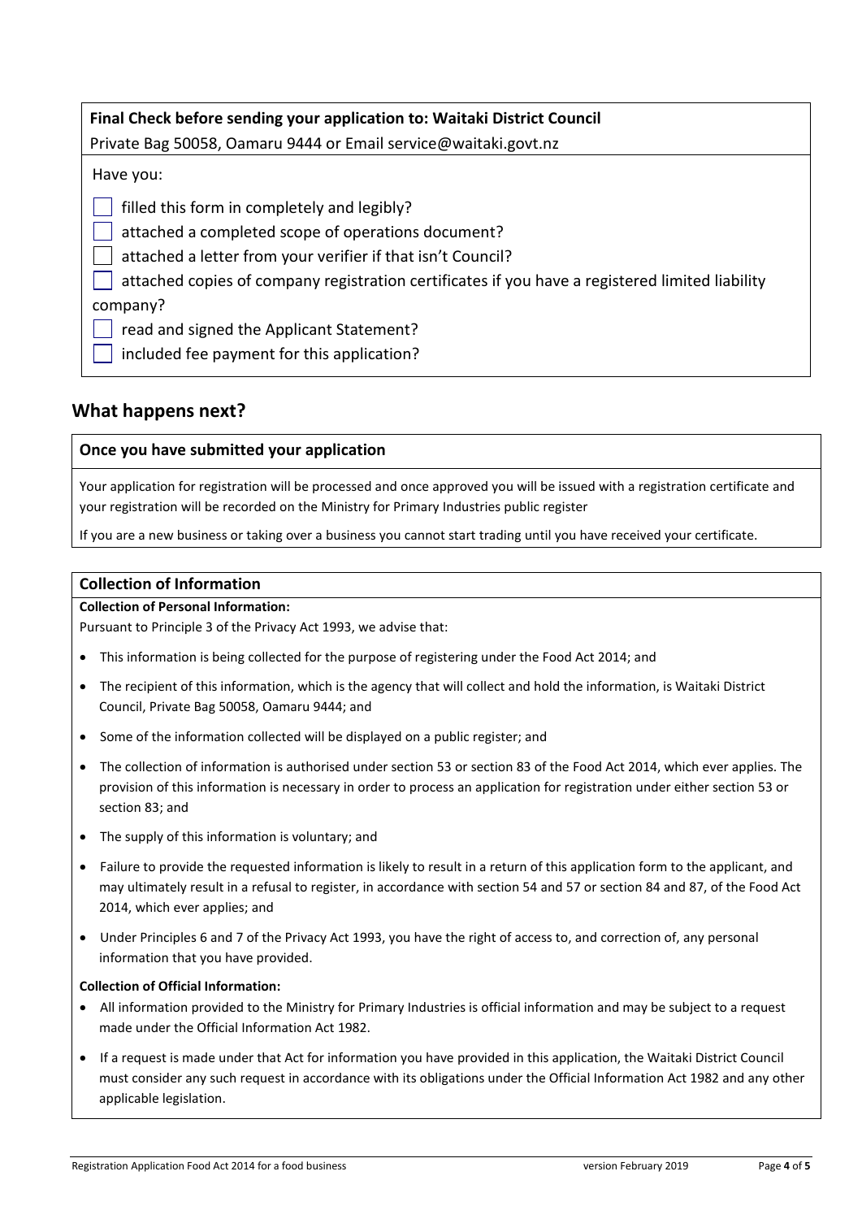**Final Check before sending your application to: Waitaki District Council**

Private Bag 50058, Oamaru 9444 or Email service@waitaki.govt.nz

Have you:

- [ ] filled this form in completely and legibly?
- [ ] attached a completed scope of operations document?
- [ ] attached a letter from your verifier if that isn't Council?
- [ ] attached copies of company registration certificates if you have a registered limited liability company?
- [ ] read and signed the Applicant Statement?
- [ ] included fee payment for this application?

## What happens next?

### Once you have submitted your application

Your application for registration will be processed and once approved you will be issued with a registration certificate and your registration will be recorded on the Ministry for Primary Industries public register

If you are a new business or taking over a business you cannot start trading until you have received your certificate.

### Collection of Information

**Collection of Personal Information:**

Pursuant to Principle 3 of the Privacy Act 1993, we advise that:

- This information is being collected for the purpose of registering under the Food Act 2014; and
- The recipient of this information, which is the agency that will collect and hold the information, is Waitaki District Council, Private Bag 50058, Oamaru 9444; and
- Some of the information collected will be displayed on a public register; and
- The collection of information is authorised under section 53 or section 83 of the Food Act 2014, which ever applies. The provision of this information is necessary in order to process an application for registration under either section 53 or section 83; and
- The supply of this information is voluntary; and
- Failure to provide the requested information is likely to result in a return of this application form to the applicant, and may ultimately result in a refusal to register, in accordance with section 54 and 57 or section 84 and 87, of the Food Act 2014, which ever applies; and
- Under Principles 6 and 7 of the Privacy Act 1993, you have the right of access to, and correction of, any personal information that you have provided.

**Collection of Official Information:**

- All information provided to the Ministry for Primary Industries is official information and may be subject to a request made under the Official Information Act 1982.
- If a request is made under that Act for information you have provided in this application, the Waitaki District Council must consider any such request in accordance with its obligations under the Official Information Act 1982 and any other applicable legislation.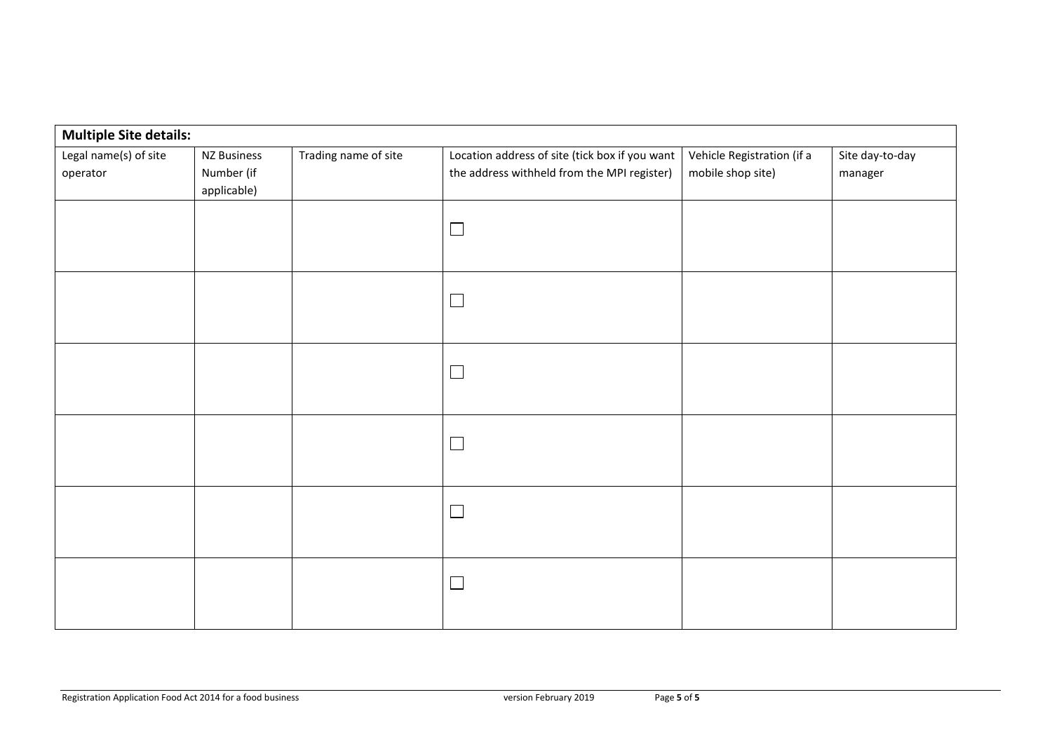**Multiple Site details:**

| Legal name(s) of site operator | NZ Business Number (if applicable) | Trading name of site | Location address of site (tick box if you want the address withheld from the MPI register) | Vehicle Registration (if a mobile shop site) | Site day-to-day manager |
|---|---|---|---|---|---|
| | | | ☐ | | |
| | | | ☐ | | |
| | | | ☐ | | |
| | | | ☐ | | |
| | | | ☐ | | |
| | | | ☐ | | |